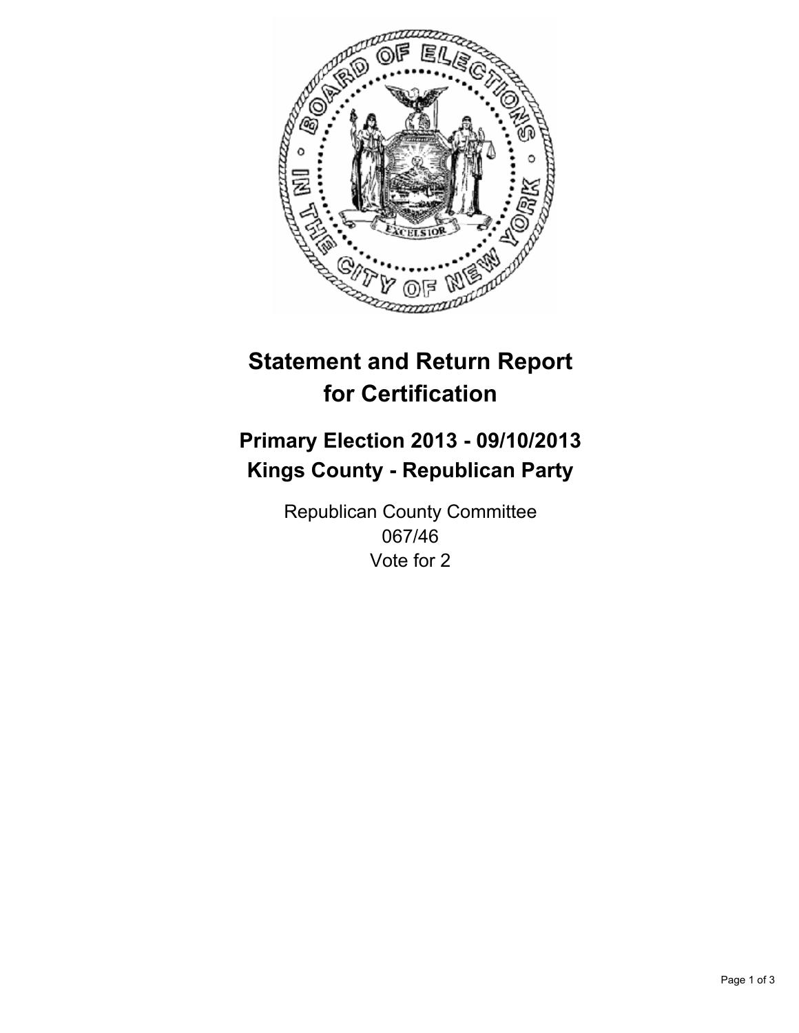# Statement and Return Report for Certification

## Primary Election 2013 - 09/10/2013
## Kings County - Republican Party

Republican County Committee
067/46
Vote for 2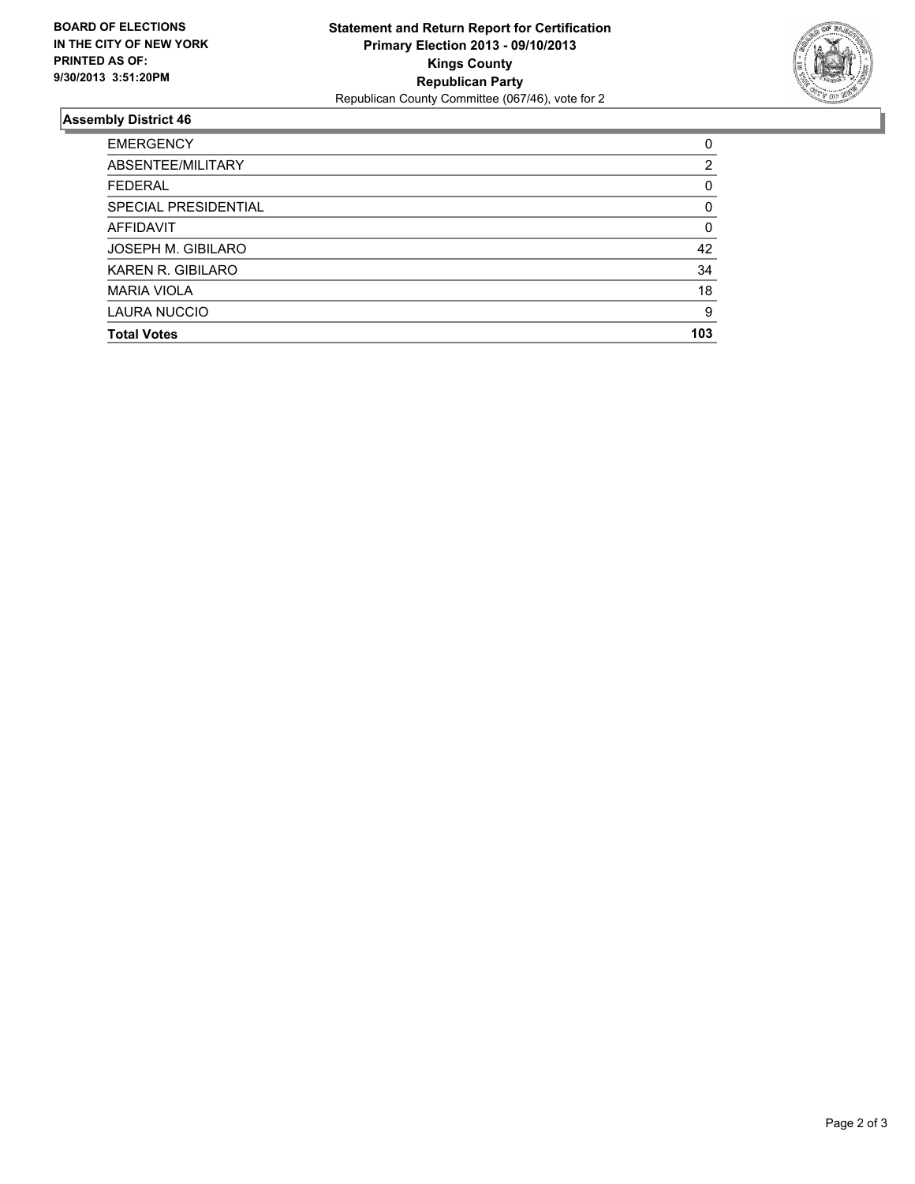**BOARD OF ELECTIONS IN THE CITY OF NEW YORK PRINTED AS OF: 9/30/2013 3:51:20PM**

**Statement and Return Report for Certification**
**Primary Election 2013 - 09/10/2013**
**Kings County**
**Republican Party**
Republican County Committee (067/46), vote for 2

## Assembly District 46

| | |
|---|---|
| EMERGENCY | 0 |
| ABSENTEE/MILITARY | 2 |
| FEDERAL | 0 |
| SPECIAL PRESIDENTIAL | 0 |
| AFFIDAVIT | 0 |
| JOSEPH M. GIBILARO | 42 |
| KAREN R. GIBILARO | 34 |
| MARIA VIOLA | 18 |
| LAURA NUCCIO | 9 |
| **Total Votes** | **103** |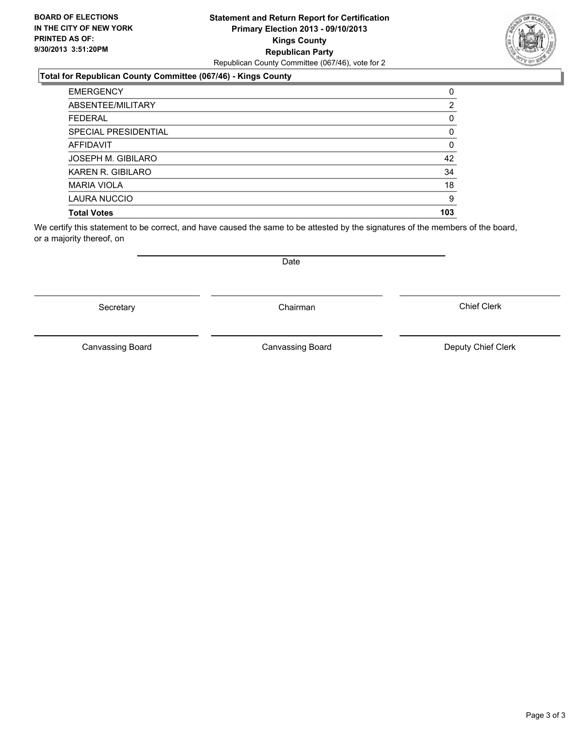**BOARD OF ELECTIONS IN THE CITY OF NEW YORK PRINTED AS OF: 9/30/2013 3:51:20PM**

**Statement and Return Report for Certification**
**Primary Election 2013 - 09/10/2013**
**Kings County**
**Republican Party**
Republican County Committee (067/46), vote for 2

### Total for Republican County Committee (067/46) - Kings County

| | |
|---|---|
| EMERGENCY | 0 |
| ABSENTEE/MILITARY | 2 |
| FEDERAL | 0 |
| SPECIAL PRESIDENTIAL | 0 |
| AFFIDAVIT | 0 |
| JOSEPH M. GIBILARO | 42 |
| KAREN R. GIBILARO | 34 |
| MARIA VIOLA | 18 |
| LAURA NUCCIO | 9 |
| **Total Votes** | **103** |

We certify this statement to be correct, and have caused the same to be attested by the signatures of the members of the board, or a majority thereof, on

Date

Secretary

Chairman

Chief Clerk

Canvassing Board

Canvassing Board

Deputy Chief Clerk